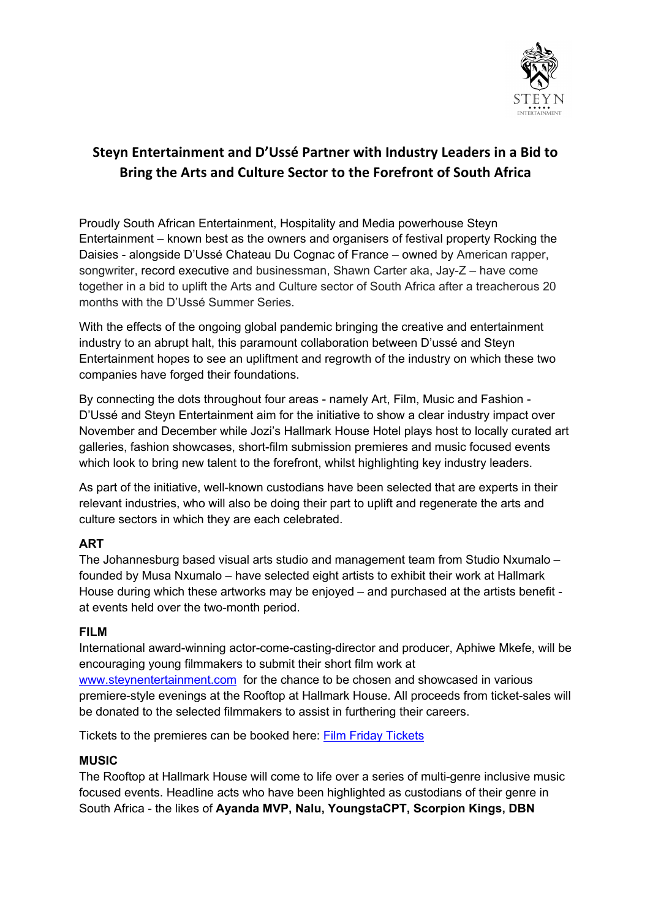# Steyn Entertainment and D'Ussé Partner with Industry Leaders in a Bid to Bring the Arts and Culture Sector to the Forefront of South Africa

Proudly South African Entertainment, Hospitality and Media powerhouse Steyn Entertainment – known best as the owners and organisers of festival property Rocking the Daisies - alongside D'Ussé Chateau Du Cognac of France – owned by American rapper, songwriter, record executive and businessman, Shawn Carter aka, Jay-Z – have come together in a bid to uplift the Arts and Culture sector of South Africa after a treacherous 20 months with the D'Ussé Summer Series.

With the effects of the ongoing global pandemic bringing the creative and entertainment industry to an abrupt halt, this paramount collaboration between D'ussé and Steyn Entertainment hopes to see an upliftment and regrowth of the industry on which these two companies have forged their foundations.

By connecting the dots throughout four areas - namely Art, Film, Music and Fashion - D'Ussé and Steyn Entertainment aim for the initiative to show a clear industry impact over November and December while Jozi's Hallmark House Hotel plays host to locally curated art galleries, fashion showcases, short-film submission premieres and music focused events which look to bring new talent to the forefront, whilst highlighting key industry leaders.

As part of the initiative, well-known custodians have been selected that are experts in their relevant industries, who will also be doing their part to uplift and regenerate the arts and culture sectors in which they are each celebrated.

**ART**

The Johannesburg based visual arts studio and management team from Studio Nxumalo – founded by Musa Nxumalo – have selected eight artists to exhibit their work at Hallmark House during which these artworks may be enjoyed – and purchased at the artists benefit - at events held over the two-month period.

**FILM**

International award-winning actor-come-casting-director and producer, Aphiwe Mkefe, will be encouraging young filmmakers to submit their short film work at www.steynentertainment.com for the chance to be chosen and showcased in various premiere-style evenings at the Rooftop at Hallmark House. All proceeds from ticket-sales will be donated to the selected filmmakers to assist in furthering their careers.

Tickets to the premieres can be booked here: Film Friday Tickets

**MUSIC**

The Rooftop at Hallmark House will come to life over a series of multi-genre inclusive music focused events. Headline acts who have been highlighted as custodians of their genre in South Africa - the likes of **Ayanda MVP, Nalu, YoungstaCPT, Scorpion Kings, DBN**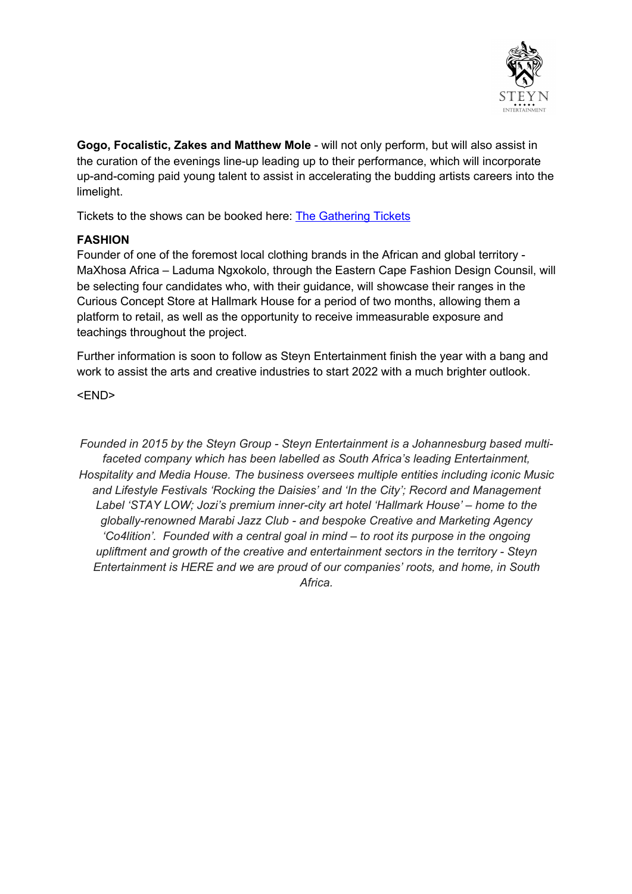**Gogo, Focalistic, Zakes and Matthew Mole** - will not only perform, but will also assist in the curation of the evenings line-up leading up to their performance, which will incorporate up-and-coming paid young talent to assist in accelerating the budding artists careers into the limelight.

Tickets to the shows can be booked here: The Gathering Tickets

**FASHION**

Founder of one of the foremost local clothing brands in the African and global territory - MaXhosa Africa – Laduma Ngxokolo, through the Eastern Cape Fashion Design Counsil, will be selecting four candidates who, with their guidance, will showcase their ranges in the Curious Concept Store at Hallmark House for a period of two months, allowing them a platform to retail, as well as the opportunity to receive immeasurable exposure and teachings throughout the project.

Further information is soon to follow as Steyn Entertainment finish the year with a bang and work to assist the arts and creative industries to start 2022 with a much brighter outlook.

<END>

*Founded in 2015 by the Steyn Group - Steyn Entertainment is a Johannesburg based multi-faceted company which has been labelled as South Africa's leading Entertainment, Hospitality and Media House. The business oversees multiple entities including iconic Music and Lifestyle Festivals 'Rocking the Daisies' and 'In the City'; Record and Management Label 'STAY LOW; Jozi's premium inner-city art hotel 'Hallmark House' – home to the globally-renowned Marabi Jazz Club - and bespoke Creative and Marketing Agency 'Co4lition'. Founded with a central goal in mind – to root its purpose in the ongoing upliftment and growth of the creative and entertainment sectors in the territory - Steyn Entertainment is HERE and we are proud of our companies' roots, and home, in South Africa.*